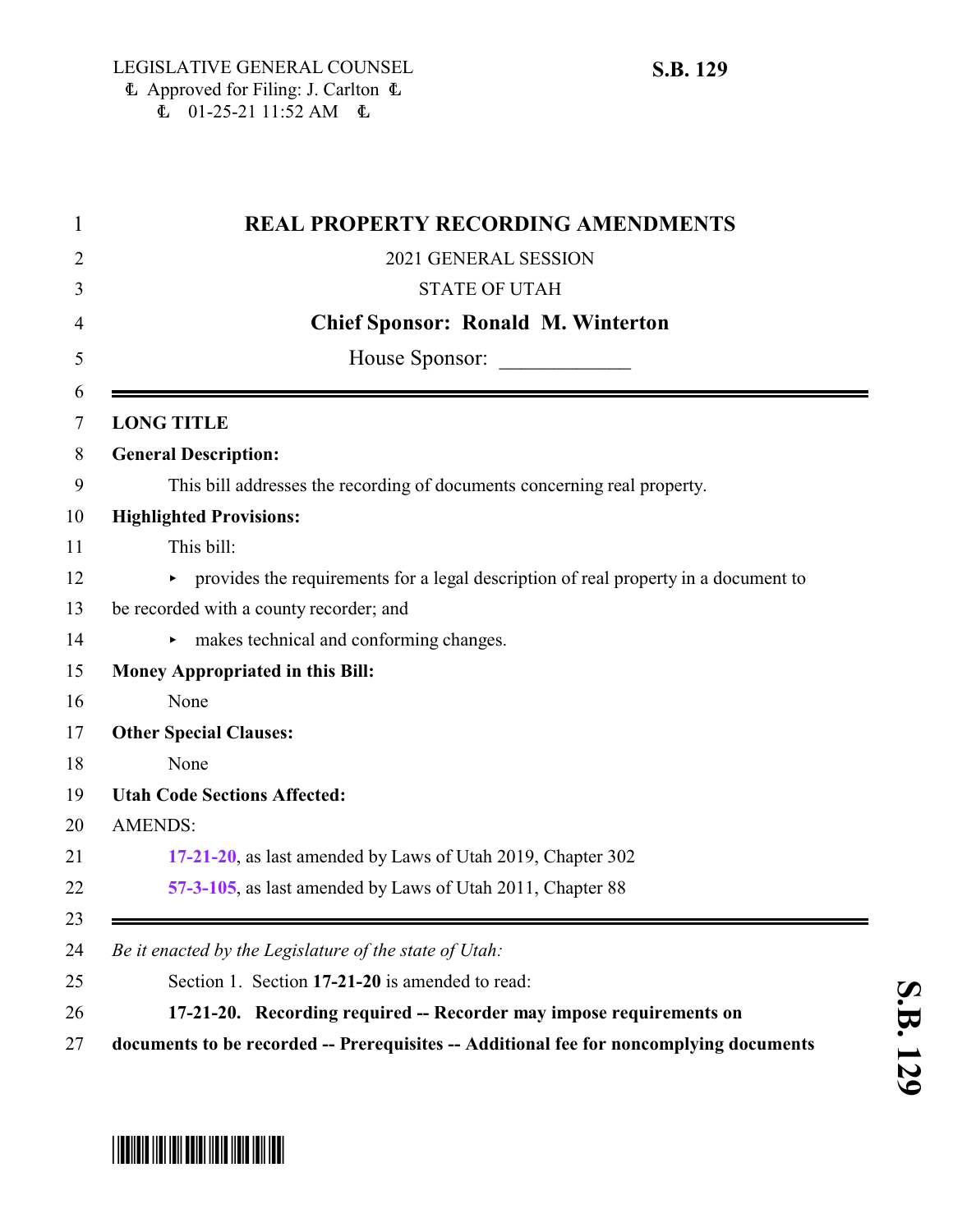LEGISLATIVE GENERAL COUNSEL
₡ Approved for Filing: J. Carlton ₡
₡ 01-25-21 11:52 AM ₡

**S.B. 129**

# REAL PROPERTY RECORDING AMENDMENTS

2021 GENERAL SESSION

STATE OF UTAH

**Chief Sponsor: Ronald M. Winterton**

House Sponsor: ____________

---

**LONG TITLE**

**General Description:**

This bill addresses the recording of documents concerning real property.

**Highlighted Provisions:**

This bill:

- provides the requirements for a legal description of real property in a document to be recorded with a county recorder; and
- makes technical and conforming changes.

**Money Appropriated in this Bill:**

None

**Other Special Clauses:**

None

**Utah Code Sections Affected:**

AMENDS:

**17-21-20**, as last amended by Laws of Utah 2019, Chapter 302

**57-3-105**, as last amended by Laws of Utah 2011, Chapter 88

---

*Be it enacted by the Legislature of the state of Utah:*

Section 1. Section **17-21-20** is amended to read:

**17-21-20. Recording required -- Recorder may impose requirements on documents to be recorded -- Prerequisites -- Additional fee for noncomplying documents**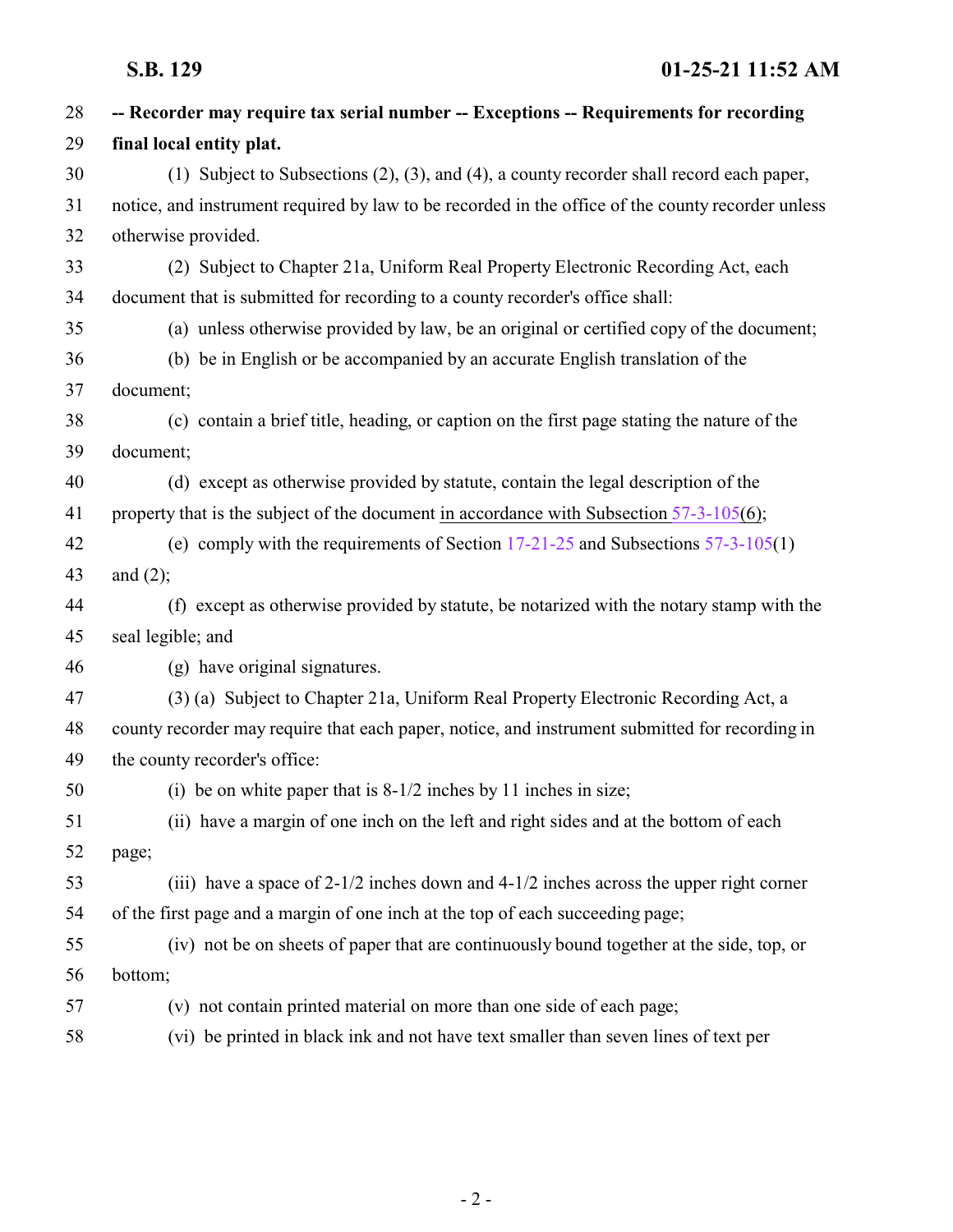**-- Recorder may require tax serial number -- Exceptions -- Requirements for recording final local entity plat.**

(1) Subject to Subsections (2), (3), and (4), a county recorder shall record each paper, notice, and instrument required by law to be recorded in the office of the county recorder unless otherwise provided.

(2) Subject to Chapter 21a, Uniform Real Property Electronic Recording Act, each document that is submitted for recording to a county recorder's office shall:

(a) unless otherwise provided by law, be an original or certified copy of the document;

(b) be in English or be accompanied by an accurate English translation of the document;

(c) contain a brief title, heading, or caption on the first page stating the nature of the document;

(d) except as otherwise provided by statute, contain the legal description of the property that is the subject of the document in accordance with Subsection 57-3-105(6);

(e) comply with the requirements of Section 17-21-25 and Subsections 57-3-105(1) and (2);

(f) except as otherwise provided by statute, be notarized with the notary stamp with the seal legible; and

(g) have original signatures.

(3) (a) Subject to Chapter 21a, Uniform Real Property Electronic Recording Act, a county recorder may require that each paper, notice, and instrument submitted for recording in the county recorder's office:

(i) be on white paper that is 8-1/2 inches by 11 inches in size;

(ii) have a margin of one inch on the left and right sides and at the bottom of each page;

(iii) have a space of 2-1/2 inches down and 4-1/2 inches across the upper right corner of the first page and a margin of one inch at the top of each succeeding page;

(iv) not be on sheets of paper that are continuously bound together at the side, top, or bottom;

(v) not contain printed material on more than one side of each page;

(vi) be printed in black ink and not have text smaller than seven lines of text per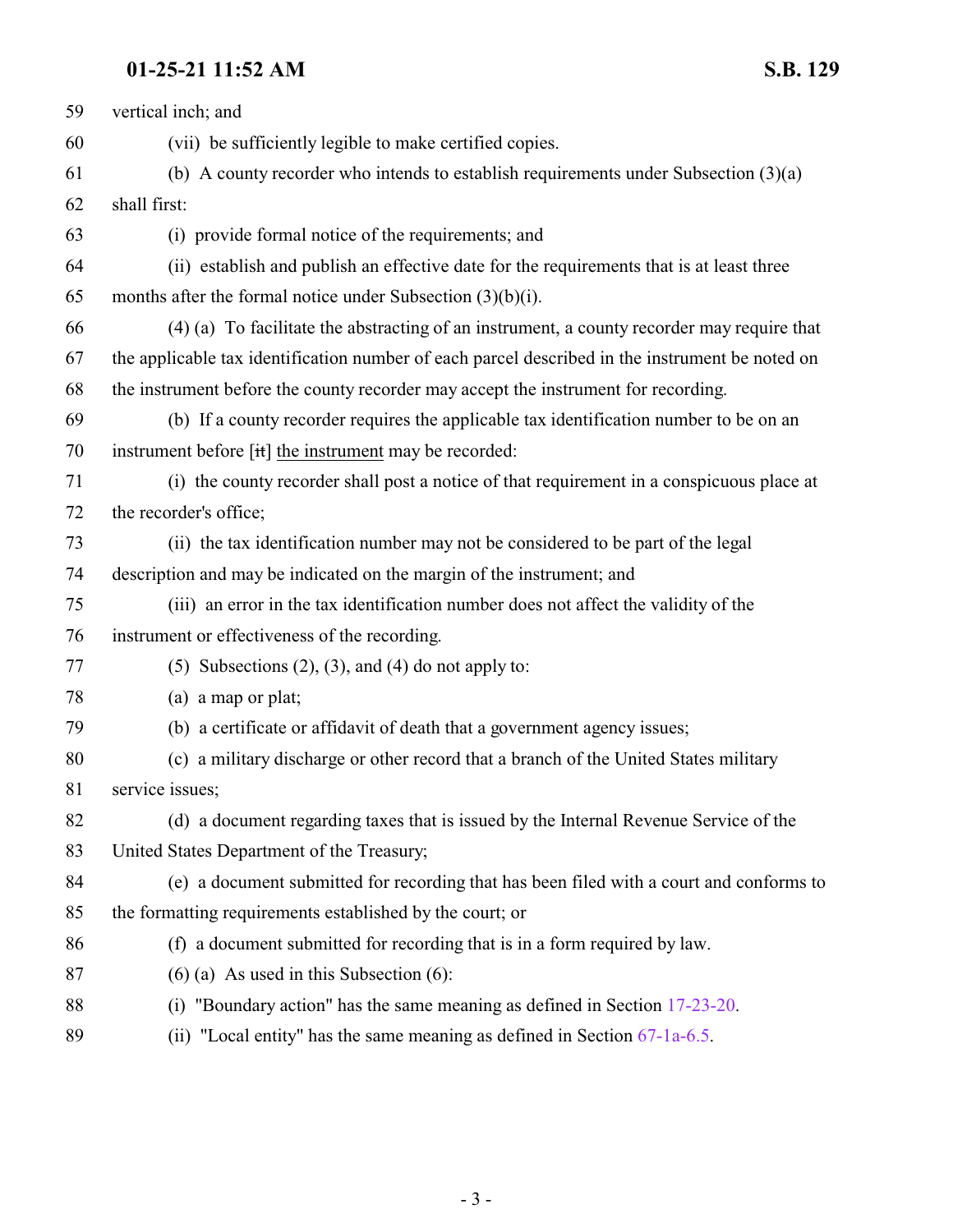vertical inch; and

(vii) be sufficiently legible to make certified copies.

(b) A county recorder who intends to establish requirements under Subsection (3)(a) shall first:

(i) provide formal notice of the requirements; and

(ii) establish and publish an effective date for the requirements that is at least three months after the formal notice under Subsection (3)(b)(i).

(4) (a) To facilitate the abstracting of an instrument, a county recorder may require that the applicable tax identification number of each parcel described in the instrument be noted on the instrument before the county recorder may accept the instrument for recording.

(b) If a county recorder requires the applicable tax identification number to be on an instrument before [~~it~~] the instrument may be recorded:

(i) the county recorder shall post a notice of that requirement in a conspicuous place at the recorder's office;

(ii) the tax identification number may not be considered to be part of the legal description and may be indicated on the margin of the instrument; and

(iii) an error in the tax identification number does not affect the validity of the instrument or effectiveness of the recording.

(5) Subsections (2), (3), and (4) do not apply to:

(a) a map or plat;

(b) a certificate or affidavit of death that a government agency issues;

(c) a military discharge or other record that a branch of the United States military service issues;

(d) a document regarding taxes that is issued by the Internal Revenue Service of the United States Department of the Treasury;

(e) a document submitted for recording that has been filed with a court and conforms to the formatting requirements established by the court; or

(f) a document submitted for recording that is in a form required by law.

(6) (a) As used in this Subsection (6):

(i) "Boundary action" has the same meaning as defined in Section 17-23-20.

(ii) "Local entity" has the same meaning as defined in Section 67-1a-6.5.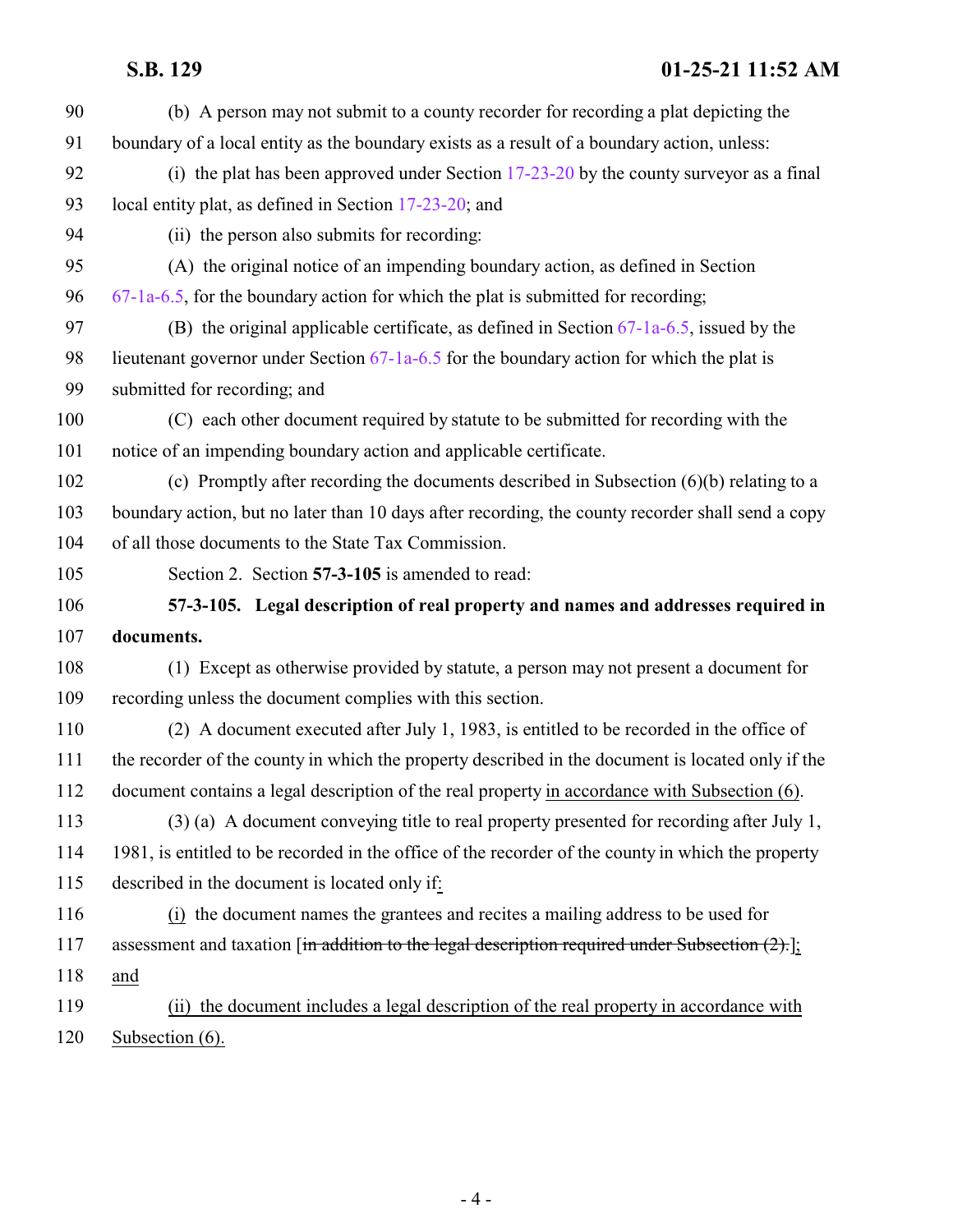(b) A person may not submit to a county recorder for recording a plat depicting the boundary of a local entity as the boundary exists as a result of a boundary action, unless:

(i) the plat has been approved under Section 17-23-20 by the county surveyor as a final local entity plat, as defined in Section 17-23-20; and

(ii) the person also submits for recording:

(A) the original notice of an impending boundary action, as defined in Section 67-1a-6.5, for the boundary action for which the plat is submitted for recording;

(B) the original applicable certificate, as defined in Section 67-1a-6.5, issued by the lieutenant governor under Section 67-1a-6.5 for the boundary action for which the plat is submitted for recording; and

(C) each other document required by statute to be submitted for recording with the notice of an impending boundary action and applicable certificate.

(c) Promptly after recording the documents described in Subsection (6)(b) relating to a boundary action, but no later than 10 days after recording, the county recorder shall send a copy of all those documents to the State Tax Commission.

Section 2. Section **57-3-105** is amended to read:

**57-3-105. Legal description of real property and names and addresses required in documents.**

(1) Except as otherwise provided by statute, a person may not present a document for recording unless the document complies with this section.

(2) A document executed after July 1, 1983, is entitled to be recorded in the office of the recorder of the county in which the property described in the document is located only if the document contains a legal description of the real property <u>in accordance with Subsection (6)</u>.

(3) (a) A document conveying title to real property presented for recording after July 1, 1981, is entitled to be recorded in the office of the recorder of the county in which the property described in the document is located only if<u>:</u>

<u>(i)</u> the document names the grantees and recites a mailing address to be used for assessment and taxation [~~in addition to the legal description required under Subsection (2).~~]<u>;</u> <u>and</u>

<u>(ii) the document includes a legal description of the real property in accordance with Subsection (6).</u>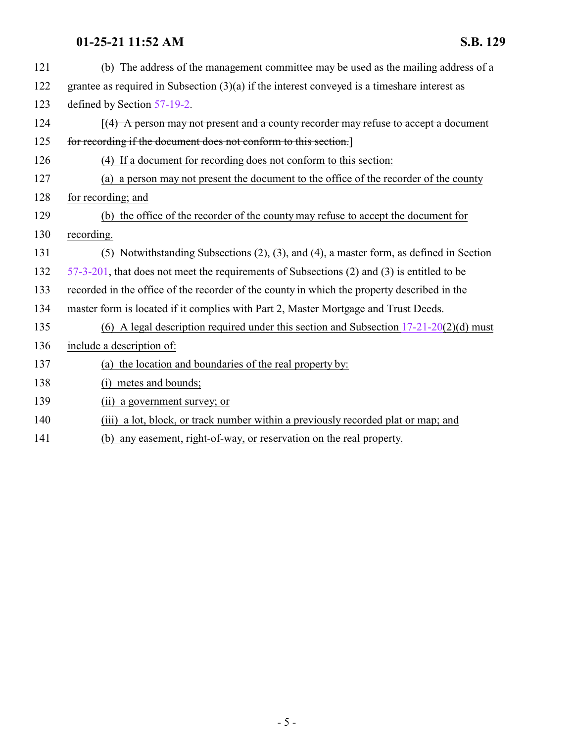(b) The address of the management committee may be used as the mailing address of a grantee as required in Subsection (3)(a) if the interest conveyed is a timeshare interest as defined by Section 57-19-2.

[~~(4) A person may not present and a county recorder may refuse to accept a document for recording if the document does not conform to this section.~~]

<u>(4) If a document for recording does not conform to this section:</u>

<u>(a) a person may not present the document to the office of the recorder of the county for recording; and</u>

<u>(b) the office of the recorder of the county may refuse to accept the document for recording.</u>

(5) Notwithstanding Subsections (2), (3), and (4), a master form, as defined in Section 57-3-201, that does not meet the requirements of Subsections (2) and (3) is entitled to be recorded in the office of the recorder of the county in which the property described in the master form is located if it complies with Part 2, Master Mortgage and Trust Deeds.

<u>(6) A legal description required under this section and Subsection 17-21-20(2)(d) must include a description of:</u>

<u>(a) the location and boundaries of the real property by:</u>

<u>(i) metes and bounds;</u>

<u>(ii) a government survey; or</u>

<u>(iii) a lot, block, or track number within a previously recorded plat or map; and</u>

<u>(b) any easement, right-of-way, or reservation on the real property.</u>